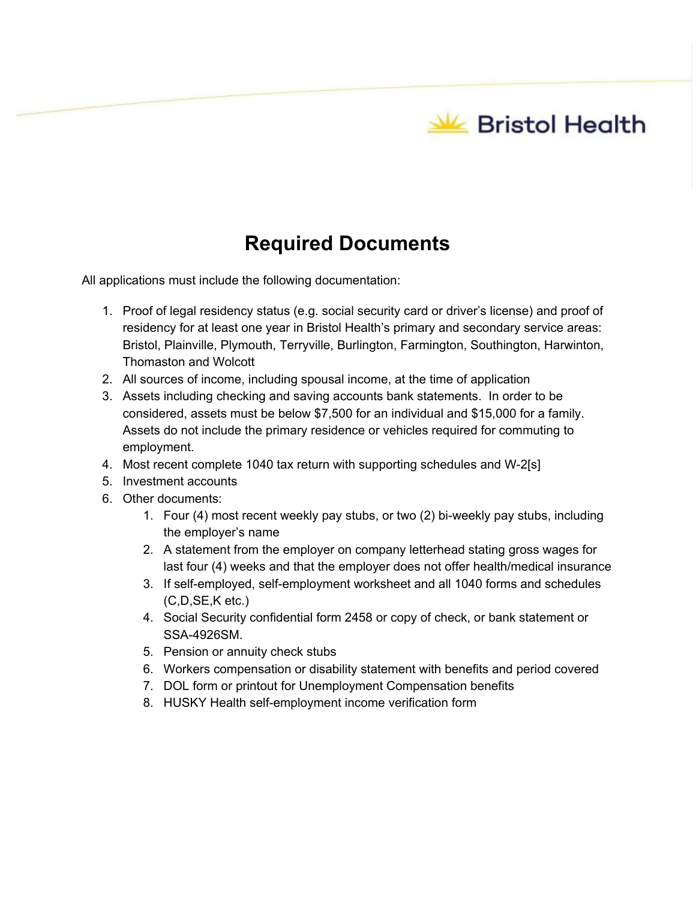Bristol Health

# Required Documents

All applications must include the following documentation:

1. Proof of legal residency status (e.g. social security card or driver's license) and proof of residency for at least one year in Bristol Health's primary and secondary service areas: Bristol, Plainville, Plymouth, Terryville, Burlington, Farmington, Southington, Harwinton, Thomaston and Wolcott
2. All sources of income, including spousal income, at the time of application
3. Assets including checking and saving accounts bank statements. In order to be considered, assets must be below $7,500 for an individual and $15,000 for a family. Assets do not include the primary residence or vehicles required for commuting to employment.
4. Most recent complete 1040 tax return with supporting schedules and W-2[s]
5. Investment accounts
6. Other documents:
    1. Four (4) most recent weekly pay stubs, or two (2) bi-weekly pay stubs, including the employer's name
    2. A statement from the employer on company letterhead stating gross wages for last four (4) weeks and that the employer does not offer health/medical insurance
    3. If self-employed, self-employment worksheet and all 1040 forms and schedules (C,D,SE,K etc.)
    4. Social Security confidential form 2458 or copy of check, or bank statement or SSA-4926SM.
    5. Pension or annuity check stubs
    6. Workers compensation or disability statement with benefits and period covered
    7. DOL form or printout for Unemployment Compensation benefits
    8. HUSKY Health self-employment income verification form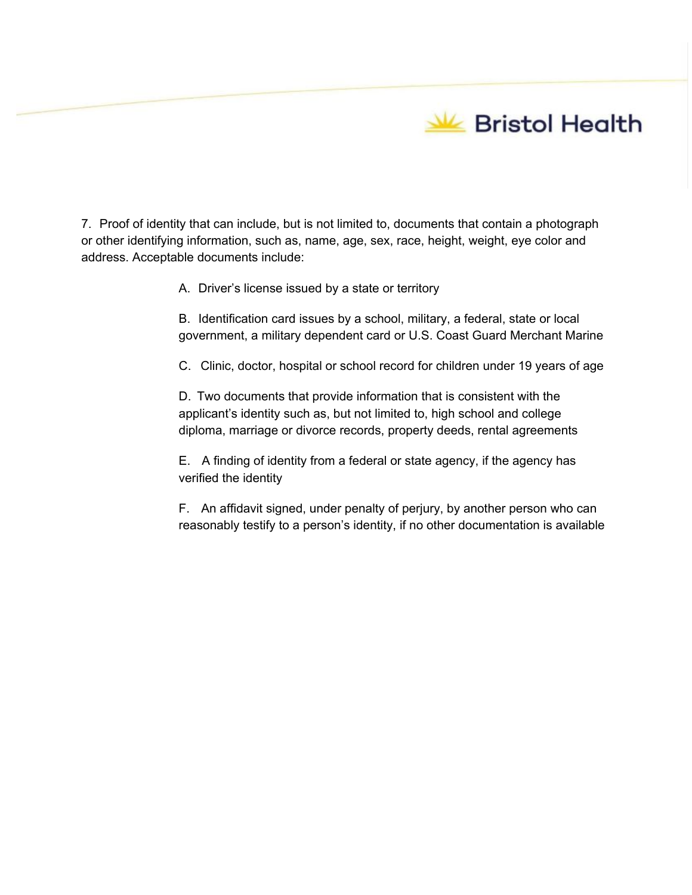7. Proof of identity that can include, but is not limited to, documents that contain a photograph or other identifying information, such as, name, age, sex, race, height, weight, eye color and address. Acceptable documents include:

A. Driver's license issued by a state or territory

B. Identification card issues by a school, military, a federal, state or local government, a military dependent card or U.S. Coast Guard Merchant Marine

C. Clinic, doctor, hospital or school record for children under 19 years of age

D. Two documents that provide information that is consistent with the applicant's identity such as, but not limited to, high school and college diploma, marriage or divorce records, property deeds, rental agreements

E. A finding of identity from a federal or state agency, if the agency has verified the identity

F. An affidavit signed, under penalty of perjury, by another person who can reasonably testify to a person's identity, if no other documentation is available